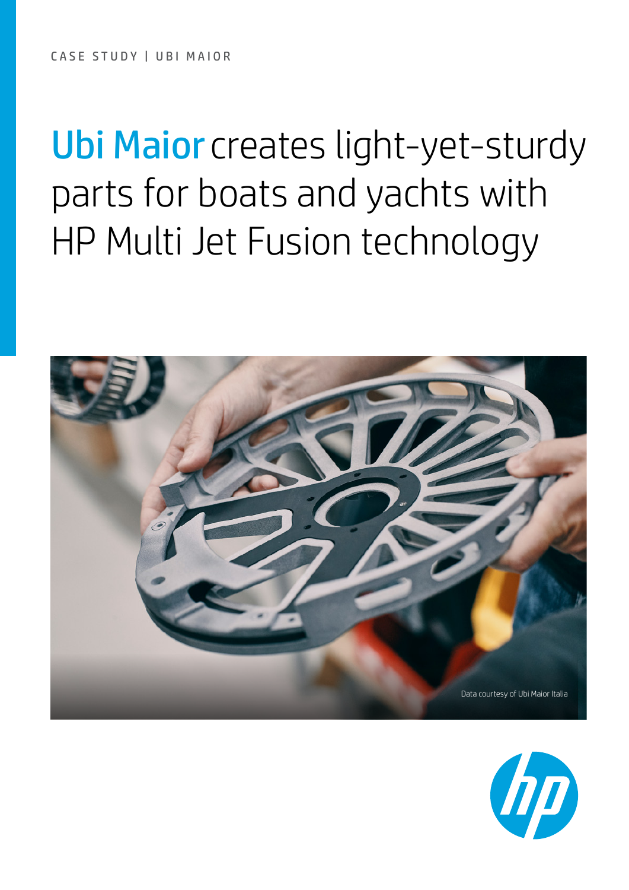CASE STUDY | UBI MAIOR

# Ubi Maior creates light-yet-sturdy parts for boats and yachts with HP Multi Jet Fusion technology

Data courtesy of Ubi Maior Italia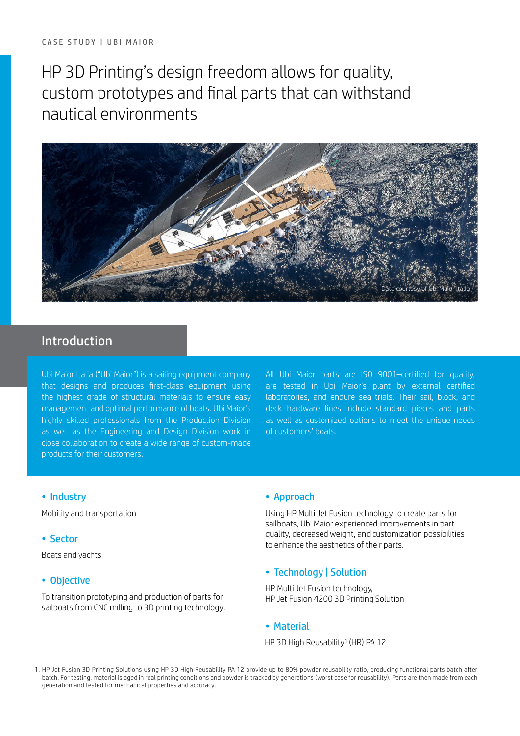CASE STUDY | UBI MAIOR

# HP 3D Printing's design freedom allows for quality, custom prototypes and final parts that can withstand nautical environments

Data courtesy of Ubi Maior Italia

## Introduction

Ubi Maior Italia ("Ubi Maior") is a sailing equipment company that designs and produces first-class equipment using the highest grade of structural materials to ensure easy management and optimal performance of boats. Ubi Maior's highly skilled professionals from the Production Division as well as the Engineering and Design Division work in close collaboration to create a wide range of custom-made products for their customers.

All Ubi Maior parts are ISO 9001–certified for quality, are tested in Ubi Maior's plant by external certified laboratories, and endure sea trials. Their sail, block, and deck hardware lines include standard pieces and parts as well as customized options to meet the unique needs of customers' boats.

- **Industry**

Mobility and transportation

- **Sector**

Boats and yachts

- **Objective**

To transition prototyping and production of parts for sailboats from CNC milling to 3D printing technology.

- **Approach**

Using HP Multi Jet Fusion technology to create parts for sailboats, Ubi Maior experienced improvements in part quality, decreased weight, and customization possibilities to enhance the aesthetics of their parts.

- **Technology | Solution**

HP Multi Jet Fusion technology,
HP Jet Fusion 4200 3D Printing Solution

- **Material**

HP 3D High Reusability[1] (HR) PA 12

1. HP Jet Fusion 3D Printing Solutions using HP 3D High Reusability PA 12 provide up to 80% powder reusability ratio, producing functional parts batch after batch. For testing, material is aged in real printing conditions and powder is tracked by generations (worst case for reusability). Parts are then made from each generation and tested for mechanical properties and accuracy.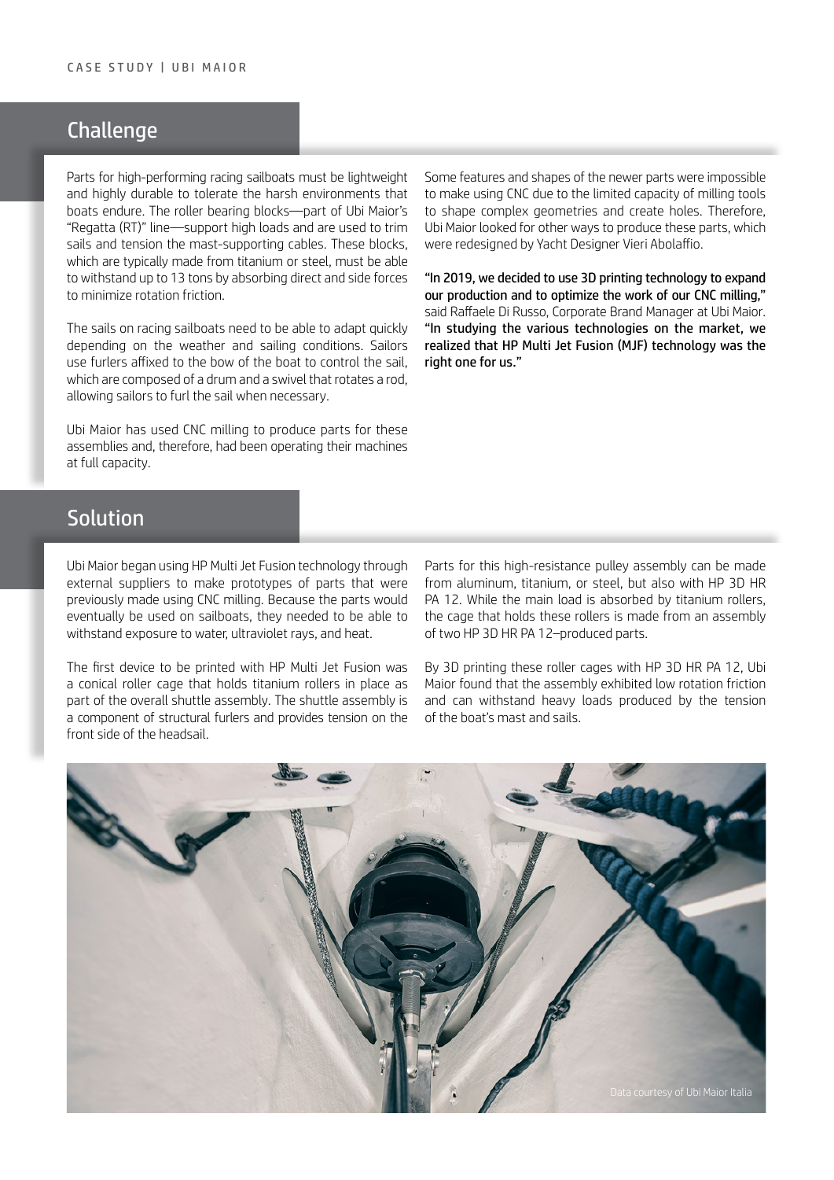## Challenge

Parts for high-performing racing sailboats must be lightweight and highly durable to tolerate the harsh environments that boats endure. The roller bearing blocks—part of Ubi Maior's "Regatta (RT)" line—support high loads and are used to trim sails and tension the mast-supporting cables. These blocks, which are typically made from titanium or steel, must be able to withstand up to 13 tons by absorbing direct and side forces to minimize rotation friction.

The sails on racing sailboats need to be able to adapt quickly depending on the weather and sailing conditions. Sailors use furlers affixed to the bow of the boat to control the sail, which are composed of a drum and a swivel that rotates a rod, allowing sailors to furl the sail when necessary.

Ubi Maior has used CNC milling to produce parts for these assemblies and, therefore, had been operating their machines at full capacity.

Some features and shapes of the newer parts were impossible to make using CNC due to the limited capacity of milling tools to shape complex geometries and create holes. Therefore, Ubi Maior looked for other ways to produce these parts, which were redesigned by Yacht Designer Vieri Abolaffio.

**"In 2019, we decided to use 3D printing technology to expand our production and to optimize the work of our CNC milling,"** said Raffaele Di Russo, Corporate Brand Manager at Ubi Maior. **"In studying the various technologies on the market, we realized that HP Multi Jet Fusion (MJF) technology was the right one for us."**

## Solution

Ubi Maior began using HP Multi Jet Fusion technology through external suppliers to make prototypes of parts that were previously made using CNC milling. Because the parts would eventually be used on sailboats, they needed to be able to withstand exposure to water, ultraviolet rays, and heat.

The first device to be printed with HP Multi Jet Fusion was a conical roller cage that holds titanium rollers in place as part of the overall shuttle assembly. The shuttle assembly is a component of structural furlers and provides tension on the front side of the headsail.

Parts for this high-resistance pulley assembly can be made from aluminum, titanium, or steel, but also with HP 3D HR PA 12. While the main load is absorbed by titanium rollers, the cage that holds these rollers is made from an assembly of two HP 3D HR PA 12–produced parts.

By 3D printing these roller cages with HP 3D HR PA 12, Ubi Maior found that the assembly exhibited low rotation friction and can withstand heavy loads produced by the tension of the boat's mast and sails.

Data courtesy of Ubi Maior Italia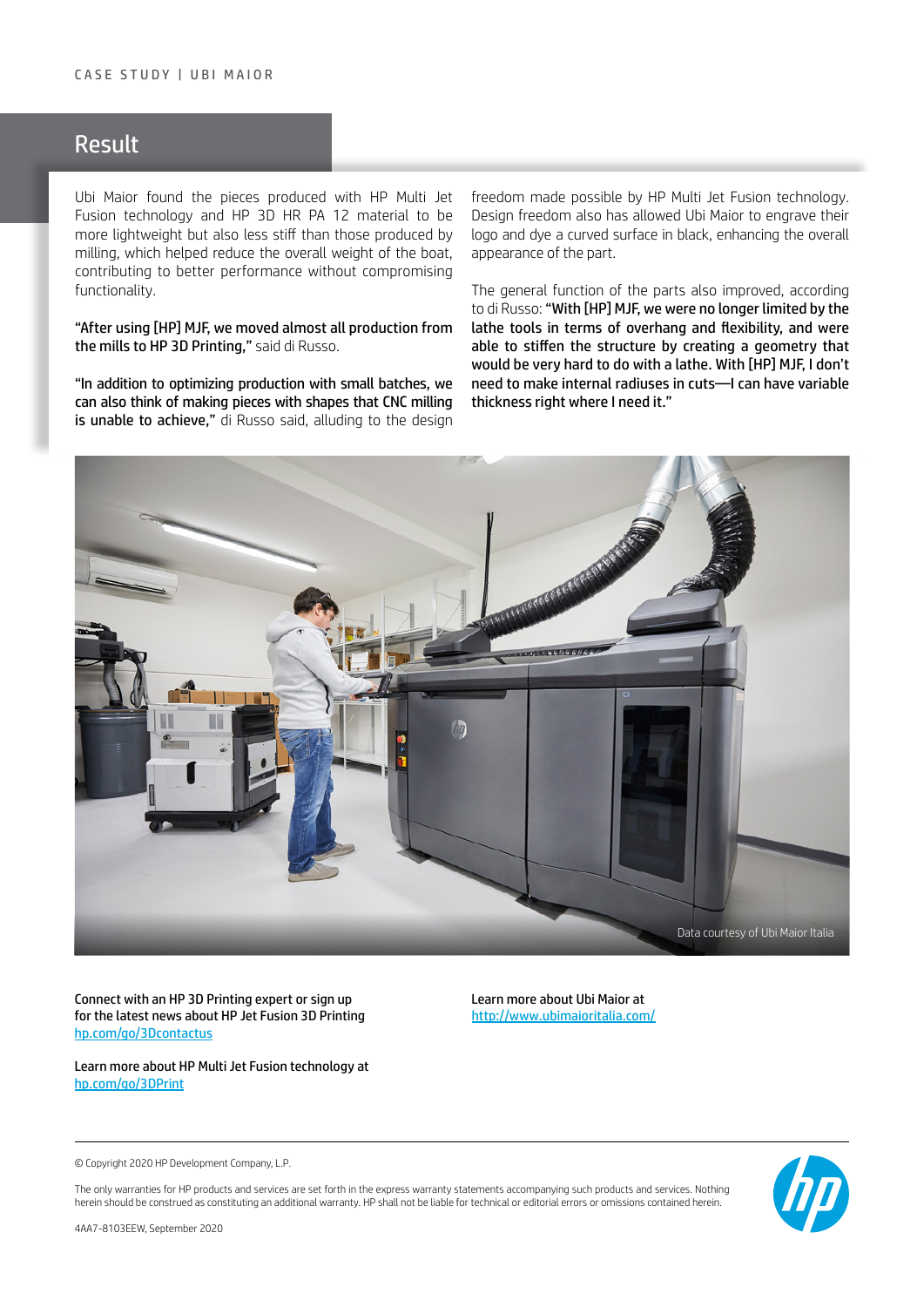## Result

Ubi Maior found the pieces produced with HP Multi Jet Fusion technology and HP 3D HR PA 12 material to be more lightweight but also less stiff than those produced by milling, which helped reduce the overall weight of the boat, contributing to better performance without compromising functionality.

**"After using [HP] MJF, we moved almost all production from the mills to HP 3D Printing,"** said di Russo.

**"In addition to optimizing production with small batches, we can also think of making pieces with shapes that CNC milling is unable to achieve,"** di Russo said, alluding to the design freedom made possible by HP Multi Jet Fusion technology. Design freedom also has allowed Ubi Maior to engrave their logo and dye a curved surface in black, enhancing the overall appearance of the part.

The general function of the parts also improved, according to di Russo: **"With [HP] MJF, we were no longer limited by the lathe tools in terms of overhang and flexibility, and were able to stiffen the structure by creating a geometry that would be very hard to do with a lathe. With [HP] MJF, I don't need to make internal radiuses in cuts—I can have variable thickness right where I need it."**

Data courtesy of Ubi Maior Italia

Connect with an HP 3D Printing expert or sign up for the latest news about HP Jet Fusion 3D Printing
[hp.com/go/3Dcontactus](hp.com/go/3Dcontactus)

Learn more about HP Multi Jet Fusion technology at
[hp.com/go/3DPrint](hp.com/go/3DPrint)

Learn more about Ubi Maior at
[http://www.ubimaioritalia.com/](http://www.ubimaioritalia.com/)

© Copyright 2020 HP Development Company, L.P.

The only warranties for HP products and services are set forth in the express warranty statements accompanying such products and services. Nothing herein should be construed as constituting an additional warranty. HP shall not be liable for technical or editorial errors or omissions contained herein.

4AA7-8103EEW, September 2020